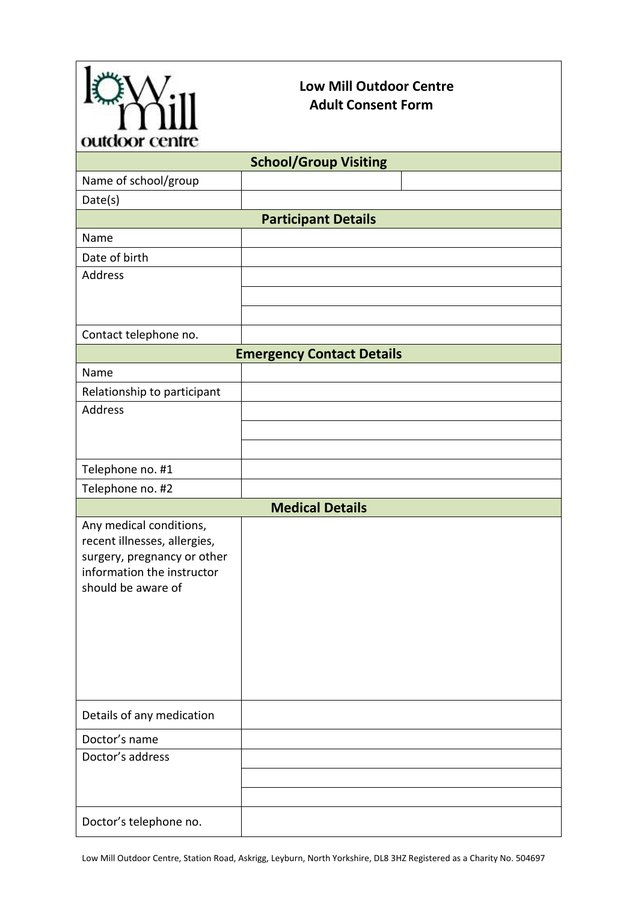# Low Mill Outdoor Centre
## Adult Consent Form

| School/Group Visiting | | |
|---|---|---|
| Name of school/group | | |
| Date(s) | | |

| Participant Details | |
|---|---|
| Name | |
| Date of birth | |
| Address | |
| | |
| | |
| Contact telephone no. | |

| Emergency Contact Details | |
|---|---|
| Name | |
| Relationship to participant | |
| Address | |
| | |
| | |
| Telephone no. #1 | |
| Telephone no. #2 | |

| Medical Details | |
|---|---|
| Any medical conditions, recent illnesses, allergies, surgery, pregnancy or other information the instructor should be aware of | |
| Details of any medication | |
| Doctor's name | |
| Doctor's address | |
| | |
| | |
| Doctor's telephone no. | |

Low Mill Outdoor Centre, Station Road, Askrigg, Leyburn, North Yorkshire, DL8 3HZ Registered as a Charity No. 504697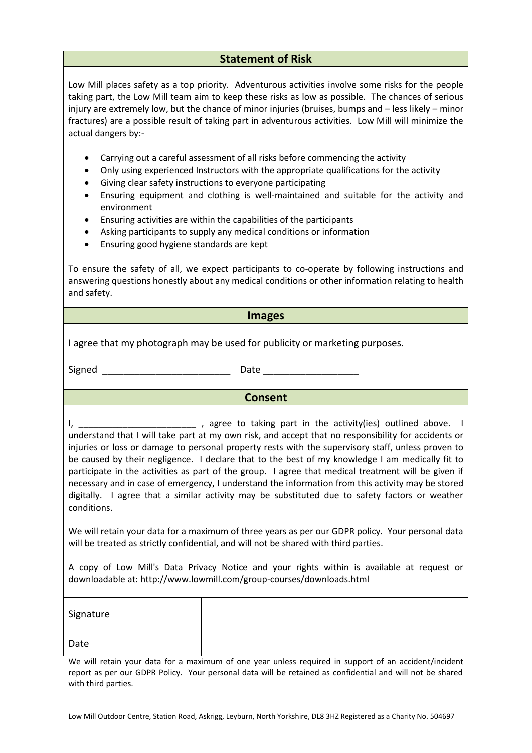## Statement of Risk

Low Mill places safety as a top priority. Adventurous activities involve some risks for the people taking part, the Low Mill team aim to keep these risks as low as possible. The chances of serious injury are extremely low, but the chance of minor injuries (bruises, bumps and – less likely – minor fractures) are a possible result of taking part in adventurous activities. Low Mill will minimize the actual dangers by:-

- Carrying out a careful assessment of all risks before commencing the activity
- Only using experienced Instructors with the appropriate qualifications for the activity
- Giving clear safety instructions to everyone participating
- Ensuring equipment and clothing is well-maintained and suitable for the activity and environment
- Ensuring activities are within the capabilities of the participants
- Asking participants to supply any medical conditions or information
- Ensuring good hygiene standards are kept

To ensure the safety of all, we expect participants to co-operate by following instructions and answering questions honestly about any medical conditions or other information relating to health and safety.

## Images

I agree that my photograph may be used for publicity or marketing purposes.

Signed ________________________ Date __________________

## Consent

I, ________________________ , agree to taking part in the activity(ies) outlined above. I understand that I will take part at my own risk, and accept that no responsibility for accidents or injuries or loss or damage to personal property rests with the supervisory staff, unless proven to be caused by their negligence. I declare that to the best of my knowledge I am medically fit to participate in the activities as part of the group. I agree that medical treatment will be given if necessary and in case of emergency, I understand the information from this activity may be stored digitally. I agree that a similar activity may be substituted due to safety factors or weather conditions.

We will retain your data for a maximum of three years as per our GDPR policy. Your personal data will be treated as strictly confidential, and will not be shared with third parties.

A copy of Low Mill's Data Privacy Notice and your rights within is available at request or downloadable at: http://www.lowmill.com/group-courses/downloads.html

| | |
|---|---|
| Signature | |
| Date | |

We will retain your data for a maximum of one year unless required in support of an accident/incident report as per our GDPR Policy. Your personal data will be retained as confidential and will not be shared with third parties.

Low Mill Outdoor Centre, Station Road, Askrigg, Leyburn, North Yorkshire, DL8 3HZ Registered as a Charity No. 504697